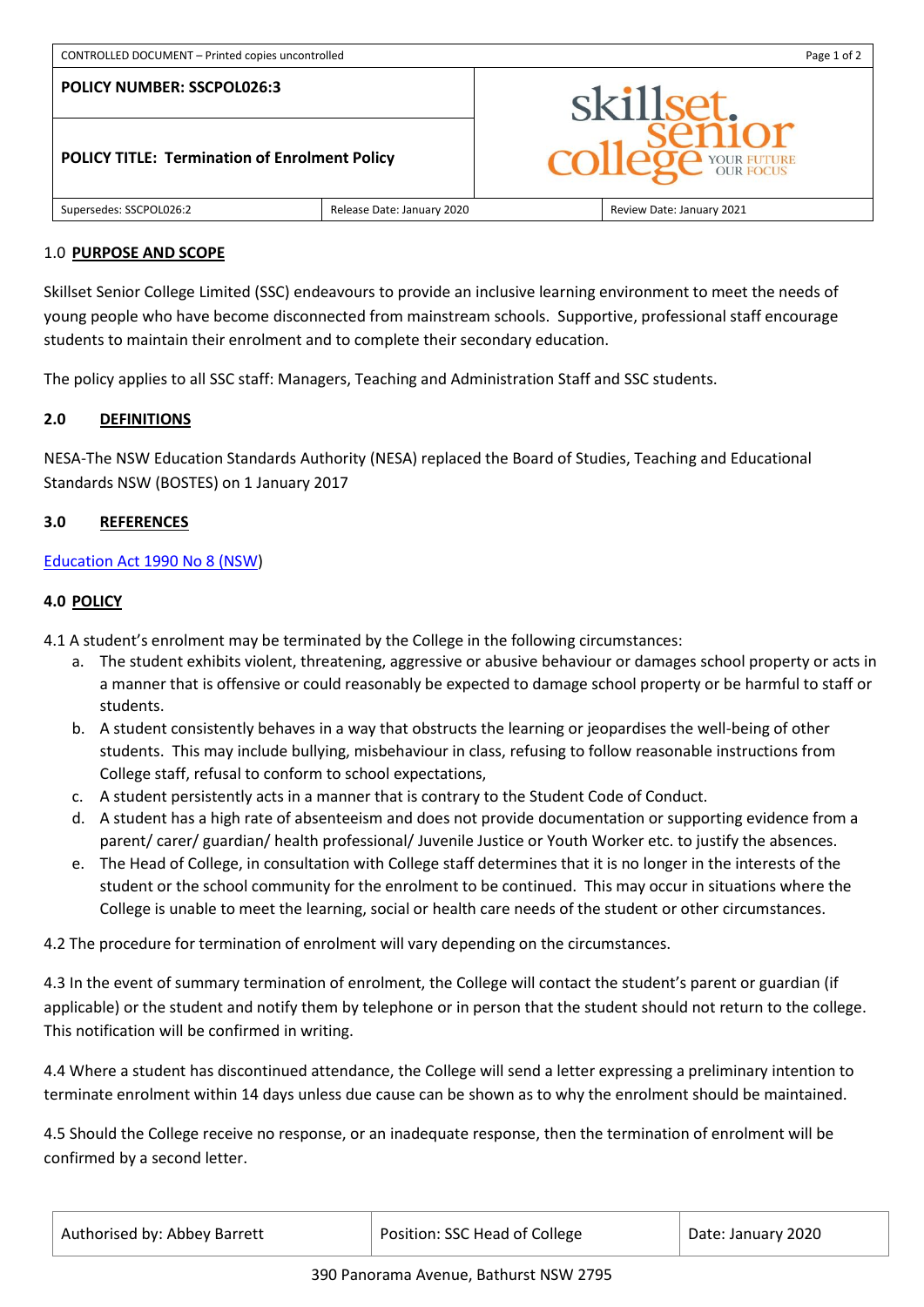CONTROLLED DOCUMENT – Printed copies uncontrolled

| POLICY NUMBER: SSCPOL026:3 | |
| --- | --- |
| POLICY TITLE: Termination of Enrolment Policy | skillset senior college YOUR FUTURE OUR FOCUS |

| Supersedes: SSCPOL026:2 | Release Date: January 2020 | Review Date: January 2021 |
| --- | --- | --- |

## 1.0 PURPOSE AND SCOPE

Skillset Senior College Limited (SSC) endeavours to provide an inclusive learning environment to meet the needs of young people who have become disconnected from mainstream schools. Supportive, professional staff encourage students to maintain their enrolment and to complete their secondary education.

The policy applies to all SSC staff: Managers, Teaching and Administration Staff and SSC students.

## 2.0 DEFINITIONS

NESA-The NSW Education Standards Authority (NESA) replaced the Board of Studies, Teaching and Educational Standards NSW (BOSTES) on 1 January 2017

## 3.0 REFERENCES

Education Act 1990 No 8 (NSW)

## 4.0 POLICY

4.1 A student's enrolment may be terminated by the College in the following circumstances:

a. The student exhibits violent, threatening, aggressive or abusive behaviour or damages school property or acts in a manner that is offensive or could reasonably be expected to damage school property or be harmful to staff or students.
b. A student consistently behaves in a way that obstructs the learning or jeopardises the well-being of other students. This may include bullying, misbehaviour in class, refusing to follow reasonable instructions from College staff, refusal to conform to school expectations,
c. A student persistently acts in a manner that is contrary to the Student Code of Conduct.
d. A student has a high rate of absenteeism and does not provide documentation or supporting evidence from a parent/ carer/ guardian/ health professional/ Juvenile Justice or Youth Worker etc. to justify the absences.
e. The Head of College, in consultation with College staff determines that it is no longer in the interests of the student or the school community for the enrolment to be continued. This may occur in situations where the College is unable to meet the learning, social or health care needs of the student or other circumstances.

4.2 The procedure for termination of enrolment will vary depending on the circumstances.

4.3 In the event of summary termination of enrolment, the College will contact the student's parent or guardian (if applicable) or the student and notify them by telephone or in person that the student should not return to the college. This notification will be confirmed in writing.

4.4 Where a student has discontinued attendance, the College will send a letter expressing a preliminary intention to terminate enrolment within 14 days unless due cause can be shown as to why the enrolment should be maintained.

4.5 Should the College receive no response, or an inadequate response, then the termination of enrolment will be confirmed by a second letter.

| Authorised by: Abbey Barrett | Position: SSC Head of College | Date: January 2020 |
| --- | --- | --- |

390 Panorama Avenue, Bathurst NSW 2795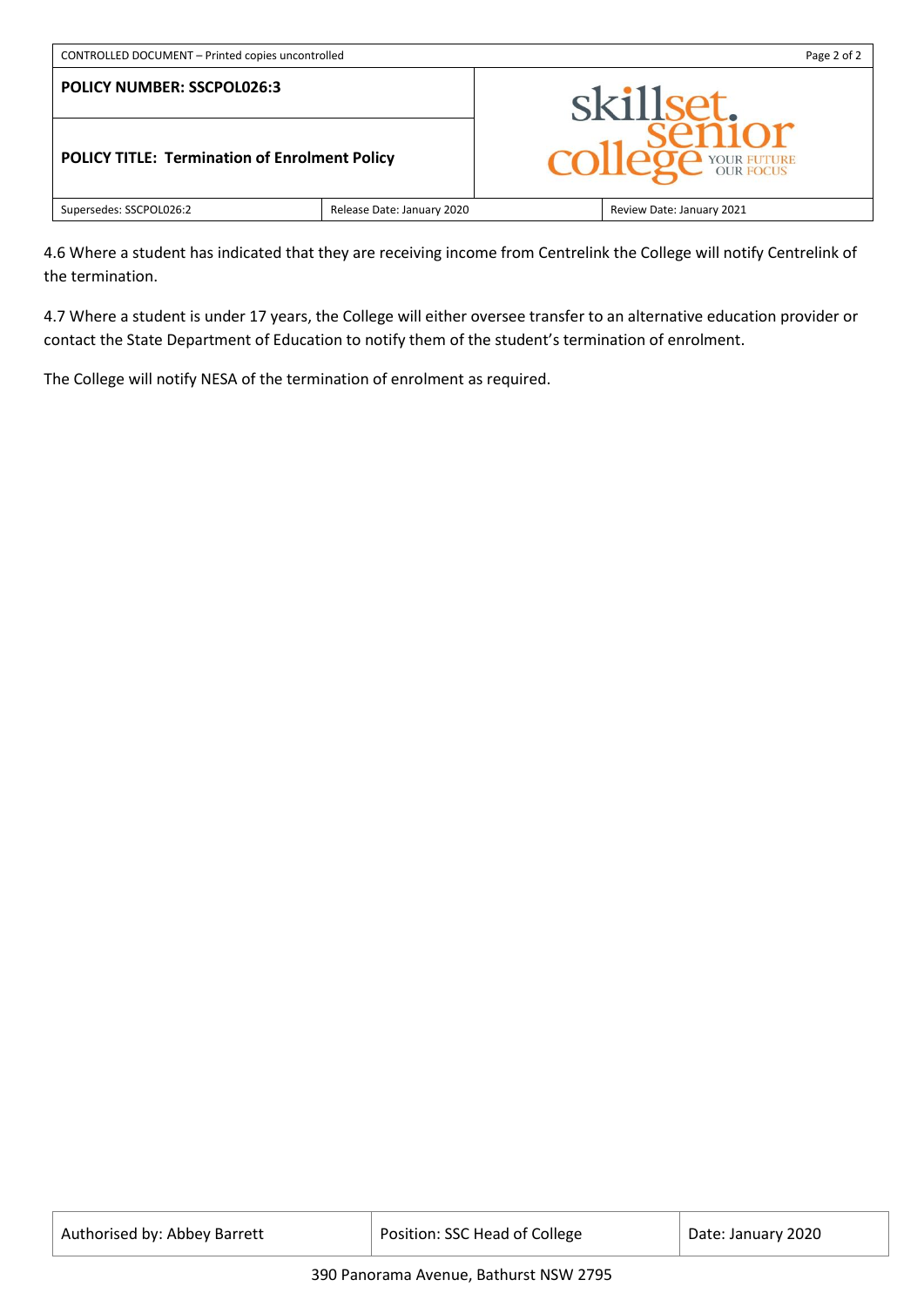4.6 Where a student has indicated that they are receiving income from Centrelink the College will notify Centrelink of the termination.

4.7 Where a student is under 17 years, the College will either oversee transfer to an alternative education provider or contact the State Department of Education to notify them of the student's termination of enrolment.

The College will notify NESA of the termination of enrolment as required.

| | | |
|---|---|---|
| Authorised by: Abbey Barrett | Position: SSC Head of College | Date: January 2020 |